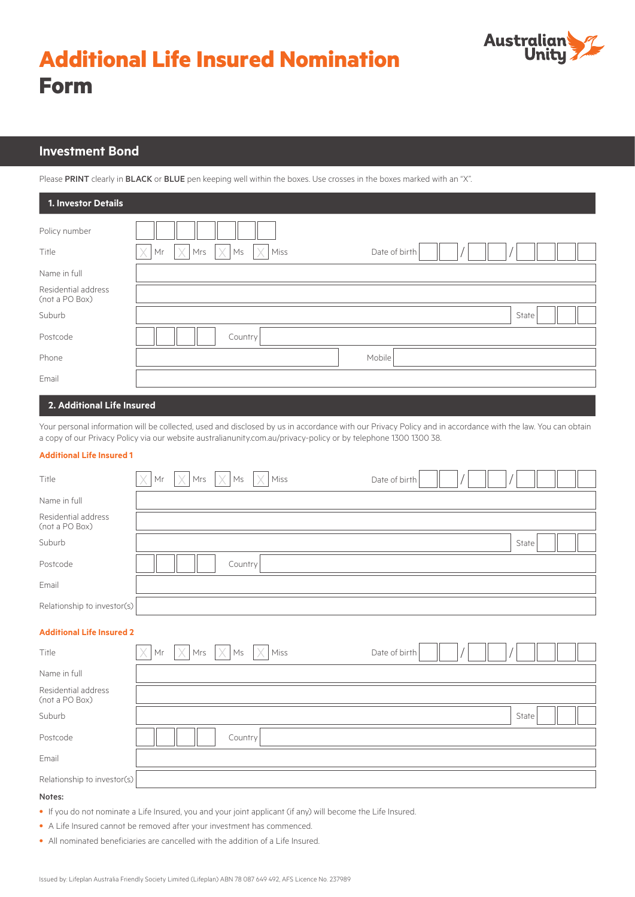# Additional Life Insured Nomination Form

Australian Unity

## Investment Bond

Please **PRINT** clearly in **BLACK** or **BLUE** pen keeping well within the boxes. Use crosses in the boxes marked with an "X".

### 1. Investor Details

Policy number

Title ☐ Mr ☐ Mrs ☐ Ms ☐ Miss    Date of birth __ __ / __ __ / __ __ __ __

Name in full

Residential address (not a PO Box)

Suburb    State

Postcode    Country

Phone    Mobile

Email

### 2. Additional Life Insured

Your personal information will be collected, used and disclosed by us in accordance with our Privacy Policy and in accordance with the law. You can obtain a copy of our Privacy Policy via our website australianunity.com.au/privacy-policy or by telephone 1300 1300 38.

**Additional Life Insured 1**

Title ☐ Mr ☐ Mrs ☐ Ms ☐ Miss    Date of birth __ __ / __ __ / __ __ __ __

Name in full

Residential address (not a PO Box)

Suburb    State

Postcode    Country

Email

Relationship to investor(s)

**Additional Life Insured 2**

Title ☐ Mr ☐ Mrs ☐ Ms ☐ Miss    Date of birth __ __ / __ __ / __ __ __ __

Name in full

Residential address (not a PO Box)

Suburb    State

Postcode    Country

Email

Relationship to investor(s)

**Notes:**

- If you do not nominate a Life Insured, you and your joint applicant (if any) will become the Life Insured.
- A Life Insured cannot be removed after your investment has commenced.
- All nominated beneficiaries are cancelled with the addition of a Life Insured.

Issued by: Lifeplan Australia Friendly Society Limited (Lifeplan) ABN 78 087 649 492, AFS Licence No. 237989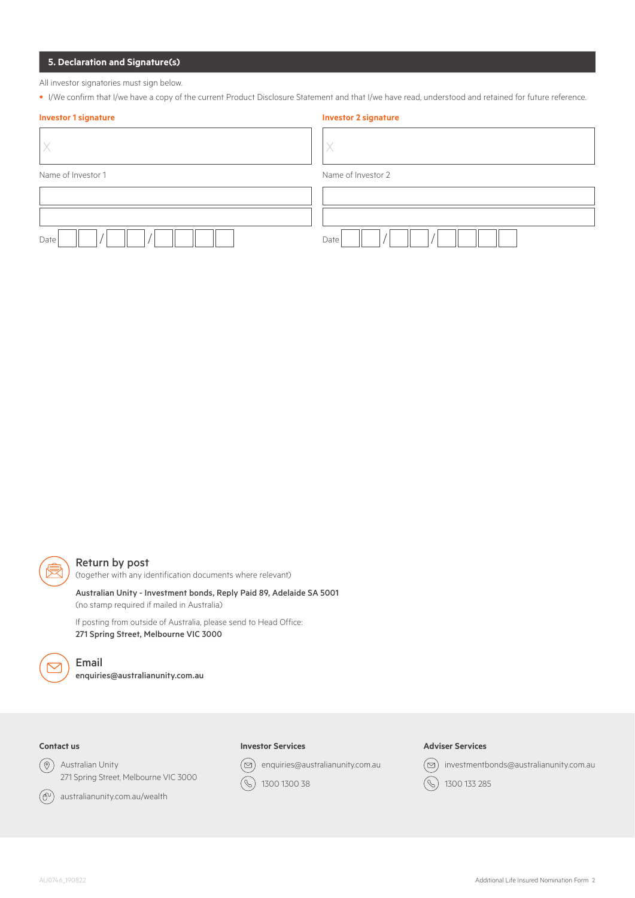## 5. Declaration and Signature(s)

All investor signatories must sign below.

- I/We confirm that I/we have a copy of the current Product Disclosure Statement and that I/we have read, understood and retained for future reference.

**Investor 1 signature**

X

Name of Investor 1

Date ☐☐ / ☐☐ / ☐☐☐☐

**Investor 2 signature**

X

Name of Investor 2

Date ☐☐ / ☐☐ / ☐☐☐☐

### Return by post

(together with any identification documents where relevant)

**Australian Unity - Investment bonds, Reply Paid 89, Adelaide SA 5001**
(no stamp required if mailed in Australia)

If posting from outside of Australia, please send to Head Office:
**271 Spring Street, Melbourne VIC 3000**

### Email

**enquiries@australianunity.com.au**

**Contact us**

Australian Unity
271 Spring Street, Melbourne VIC 3000

australianunity.com.au/wealth

**Investor Services**

enquiries@australianunity.com.au

1300 1300 38

**Adviser Services**

investmentbonds@australianunity.com.au

1300 133 285

AU0746_190822

Additional Life Insured Nomination Form